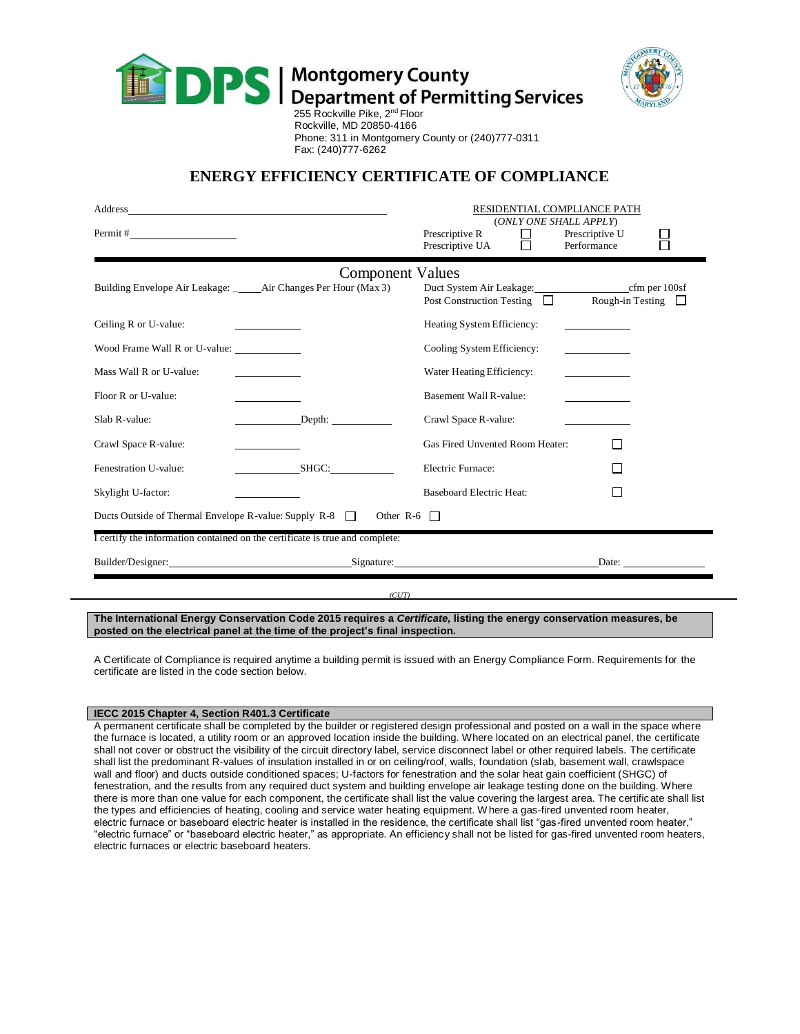# DPS | Montgomery County Department of Permitting Services

255 Rockville Pike, 2nd Floor
Rockville, MD 20850-4166
Phone: 311 in Montgomery County or (240)777-0311
Fax: (240)777-6262

## ENERGY EFFICIENCY CERTIFICATE OF COMPLIANCE

Address\_\_\_\_\_\_\_\_\_\_\_\_\_\_\_\_\_\_\_\_\_\_\_\_\_\_\_\_\_\_\_\_

Permit #\_\_\_\_\_\_\_\_\_\_\_\_\_\_\_\_

RESIDENTIAL COMPLIANCE PATH
(*ONLY ONE SHALL APPLY*)

- Prescriptive R ☐
- Prescriptive U ☐
- Prescriptive UA ☐
- Performance ☐

### Component Values

| | | | |
|---|---|---|---|
| Building Envelope Air Leakage: \_\_\_\_\_ Air Changes Per Hour (Max 3) | | Duct System Air Leakage: \_\_\_\_\_\_\_\_ cfm per 100sf<br>Post Construction Testing ☐ Rough-in Testing ☐ | |
| Ceiling R or U-value: | \_\_\_\_\_\_\_\_ | Heating System Efficiency: | \_\_\_\_\_\_\_\_ |
| Wood Frame Wall R or U-value: | \_\_\_\_\_\_\_\_ | Cooling System Efficiency: | \_\_\_\_\_\_\_\_ |
| Mass Wall R or U-value: | \_\_\_\_\_\_\_\_ | Water Heating Efficiency: | \_\_\_\_\_\_\_\_ |
| Floor R or U-value: | \_\_\_\_\_\_\_\_ | Basement Wall R-value: | \_\_\_\_\_\_\_\_ |
| Slab R-value: | \_\_\_\_\_\_\_\_ Depth: \_\_\_\_\_\_\_\_ | Crawl Space R-value: | \_\_\_\_\_\_\_\_ |
| Crawl Space R-value: | \_\_\_\_\_\_\_\_ | Gas Fired Unvented Room Heater: | ☐ |
| Fenestration U-value: | \_\_\_\_\_\_\_\_ SHGC: \_\_\_\_\_\_\_\_ | Electric Furnace: | ☐ |
| Skylight U-factor: | \_\_\_\_\_\_\_\_ | Baseboard Electric Heat: | ☐ |

Ducts Outside of Thermal Envelope R-value: Supply R-8 ☐ Other R-6 ☐

I certify the information contained on the certificate is true and complete:

Builder/Designer:\_\_\_\_\_\_\_\_\_\_\_\_\_\_\_\_ Signature:\_\_\_\_\_\_\_\_\_\_\_\_\_\_\_\_ Date: \_\_\_\_\_\_\_\_

(CUT)

**The International Energy Conservation Code 2015 requires a *Certificate,* listing the energy conservation measures, be posted on the electrical panel at the time of the project's final inspection.**

A Certificate of Compliance is required anytime a building permit is issued with an Energy Compliance Form. Requirements for the certificate are listed in the code section below.

**IECC 2015 Chapter 4, Section R401.3 Certificate**

A permanent certificate shall be completed by the builder or registered design professional and posted on a wall in the space where the furnace is located, a utility room or an approved location inside the building. Where located on an electrical panel, the certificate shall not cover or obstruct the visibility of the circuit directory label, service disconnect label or other required labels. The certificate shall list the predominant R-values of insulation installed in or on ceiling/roof, walls, foundation (slab, basement wall, crawlspace wall and floor) and ducts outside conditioned spaces; U-factors for fenestration and the solar heat gain coefficient (SHGC) of fenestration, and the results from any required duct system and building envelope air leakage testing done on the building. Where there is more than one value for each component, the certificate shall list the value covering the largest area. The certificate shall list the types and efficiencies of heating, cooling and service water heating equipment. Where a gas-fired unvented room heater, electric furnace or baseboard electric heater is installed in the residence, the certificate shall list "gas-fired unvented room heater," "electric furnace" or "baseboard electric heater," as appropriate. An efficiency shall not be listed for gas-fired unvented room heaters, electric furnaces or electric baseboard heaters.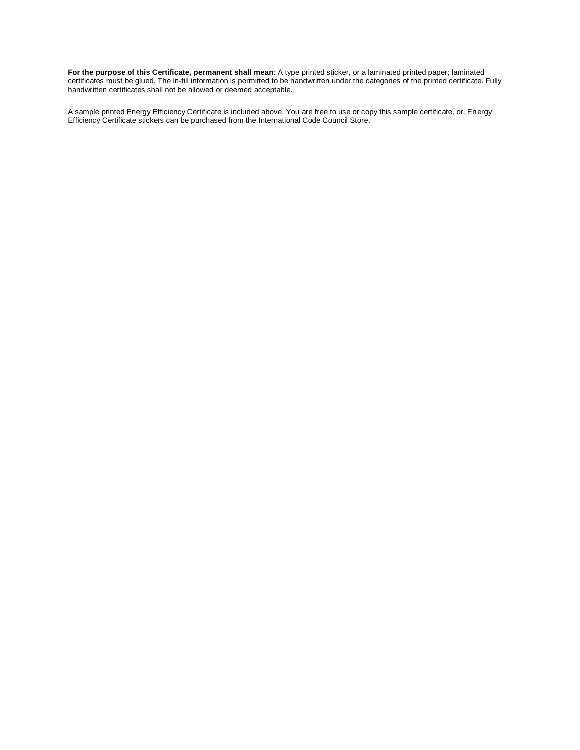**For the purpose of this Certificate, permanent shall mean**: A type printed sticker, or a laminated printed paper; laminated certificates must be glued. The in-fill information is permitted to be handwritten under the categories of the printed certificate. Fully handwritten certificates shall not be allowed or deemed acceptable.

A sample printed Energy Efficiency Certificate is included above. You are free to use or copy this sample certificate, or, Energy Efficiency Certificate stickers can be purchased from the International Code Council Store.